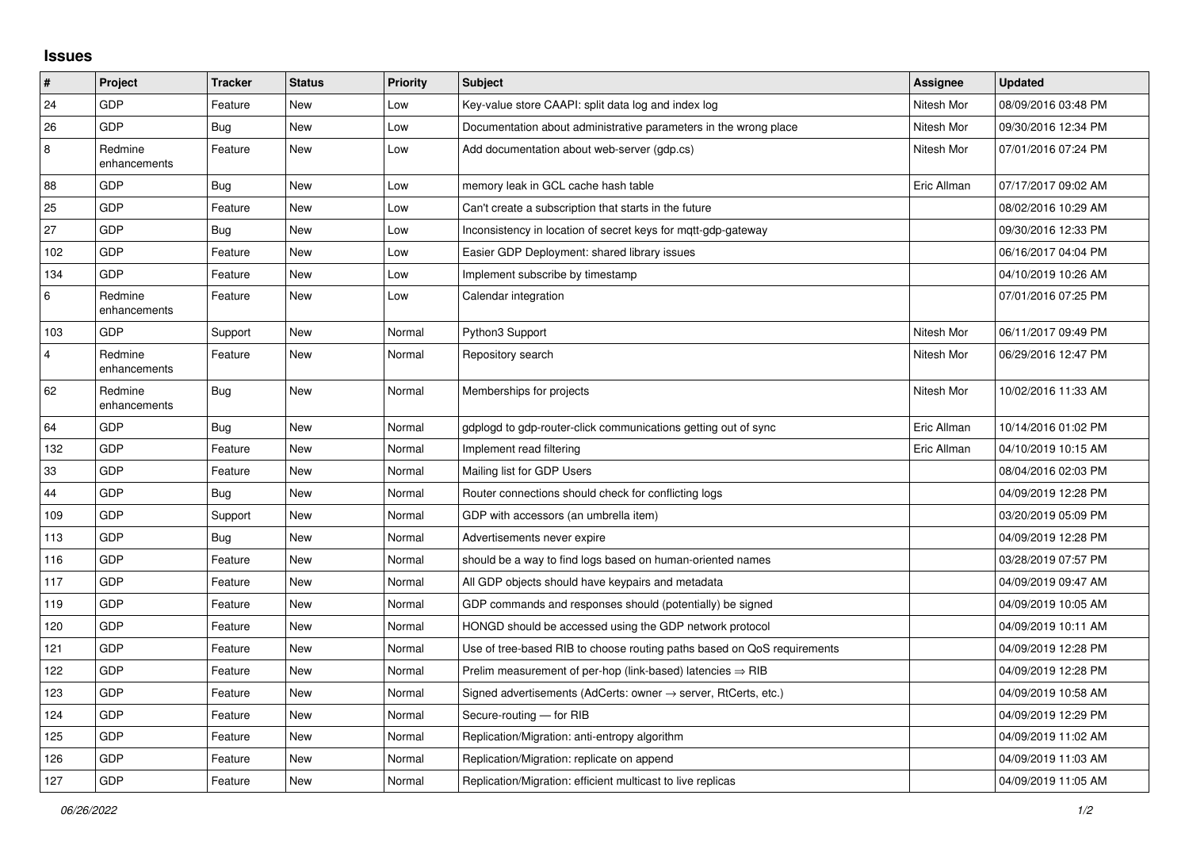## Issues

| # | Project | Tracker | Status | Priority | Subject | Assignee | Updated |
|---|---|---|---|---|---|---|---|
| 24 | GDP | Feature | New | Low | Key-value store CAAPI: split data log and index log | Nitesh Mor | 08/09/2016 03:48 PM |
| 26 | GDP | Bug | New | Low | Documentation about administrative parameters in the wrong place | Nitesh Mor | 09/30/2016 12:34 PM |
| 8 | Redmine enhancements | Feature | New | Low | Add documentation about web-server (gdp.cs) | Nitesh Mor | 07/01/2016 07:24 PM |
| 88 | GDP | Bug | New | Low | memory leak in GCL cache hash table | Eric Allman | 07/17/2017 09:02 AM |
| 25 | GDP | Feature | New | Low | Can't create a subscription that starts in the future | | 08/02/2016 10:29 AM |
| 27 | GDP | Bug | New | Low | Inconsistency in location of secret keys for mqtt-gdp-gateway | | 09/30/2016 12:33 PM |
| 102 | GDP | Feature | New | Low | Easier GDP Deployment: shared library issues | | 06/16/2017 04:04 PM |
| 134 | GDP | Feature | New | Low | Implement subscribe by timestamp | | 04/10/2019 10:26 AM |
| 6 | Redmine enhancements | Feature | New | Low | Calendar integration | | 07/01/2016 07:25 PM |
| 103 | GDP | Support | New | Normal | Python3 Support | Nitesh Mor | 06/11/2017 09:49 PM |
| 4 | Redmine enhancements | Feature | New | Normal | Repository search | Nitesh Mor | 06/29/2016 12:47 PM |
| 62 | Redmine enhancements | Bug | New | Normal | Memberships for projects | Nitesh Mor | 10/02/2016 11:33 AM |
| 64 | GDP | Bug | New | Normal | gdplogd to gdp-router-click communications getting out of sync | Eric Allman | 10/14/2016 01:02 PM |
| 132 | GDP | Feature | New | Normal | Implement read filtering | Eric Allman | 04/10/2019 10:15 AM |
| 33 | GDP | Feature | New | Normal | Mailing list for GDP Users | | 08/04/2016 02:03 PM |
| 44 | GDP | Bug | New | Normal | Router connections should check for conflicting logs | | 04/09/2019 12:28 PM |
| 109 | GDP | Support | New | Normal | GDP with accessors (an umbrella item) | | 03/20/2019 05:09 PM |
| 113 | GDP | Bug | New | Normal | Advertisements never expire | | 04/09/2019 12:28 PM |
| 116 | GDP | Feature | New | Normal | should be a way to find logs based on human-oriented names | | 03/28/2019 07:57 PM |
| 117 | GDP | Feature | New | Normal | All GDP objects should have keypairs and metadata | | 04/09/2019 09:47 AM |
| 119 | GDP | Feature | New | Normal | GDP commands and responses should (potentially) be signed | | 04/09/2019 10:05 AM |
| 120 | GDP | Feature | New | Normal | HONGD should be accessed using the GDP network protocol | | 04/09/2019 10:11 AM |
| 121 | GDP | Feature | New | Normal | Use of tree-based RIB to choose routing paths based on QoS requirements | | 04/09/2019 12:28 PM |
| 122 | GDP | Feature | New | Normal | Prelim measurement of per-hop (link-based) latencies ⇒ RIB | | 04/09/2019 12:28 PM |
| 123 | GDP | Feature | New | Normal | Signed advertisements (AdCerts: owner → server, RtCerts, etc.) | | 04/09/2019 10:58 AM |
| 124 | GDP | Feature | New | Normal | Secure-routing — for RIB | | 04/09/2019 12:29 PM |
| 125 | GDP | Feature | New | Normal | Replication/Migration: anti-entropy algorithm | | 04/09/2019 11:02 AM |
| 126 | GDP | Feature | New | Normal | Replication/Migration: replicate on append | | 04/09/2019 11:03 AM |
| 127 | GDP | Feature | New | Normal | Replication/Migration: efficient multicast to live replicas | | 04/09/2019 11:05 AM |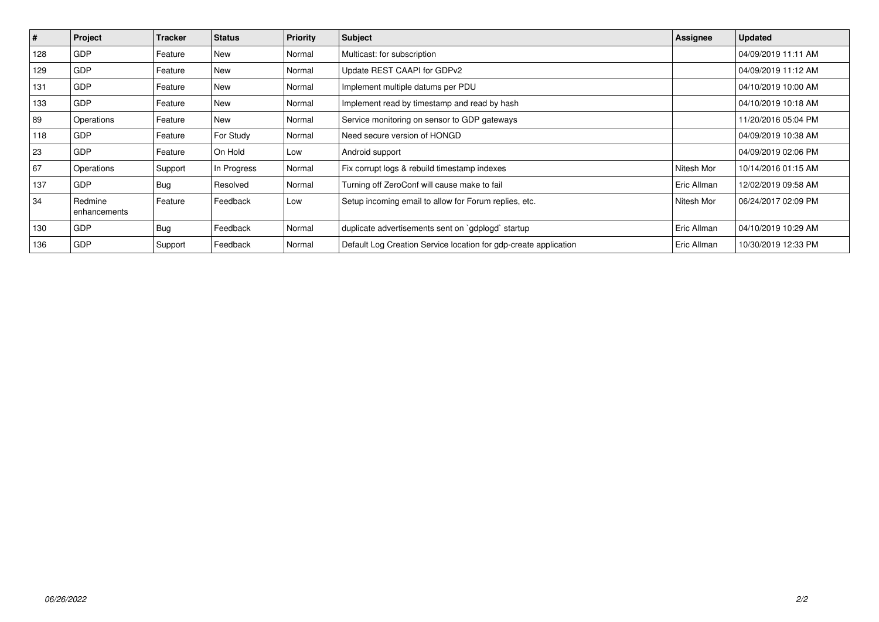| # | Project | Tracker | Status | Priority | Subject | Assignee | Updated |
|---|---|---|---|---|---|---|---|
| 128 | GDP | Feature | New | Normal | Multicast: for subscription | | 04/09/2019 11:11 AM |
| 129 | GDP | Feature | New | Normal | Update REST CAAPI for GDPv2 | | 04/09/2019 11:12 AM |
| 131 | GDP | Feature | New | Normal | Implement multiple datums per PDU | | 04/10/2019 10:00 AM |
| 133 | GDP | Feature | New | Normal | Implement read by timestamp and read by hash | | 04/10/2019 10:18 AM |
| 89 | Operations | Feature | New | Normal | Service monitoring on sensor to GDP gateways | | 11/20/2016 05:04 PM |
| 118 | GDP | Feature | For Study | Normal | Need secure version of HONGD | | 04/09/2019 10:38 AM |
| 23 | GDP | Feature | On Hold | Low | Android support | | 04/09/2019 02:06 PM |
| 67 | Operations | Support | In Progress | Normal | Fix corrupt logs & rebuild timestamp indexes | Nitesh Mor | 10/14/2016 01:15 AM |
| 137 | GDP | Bug | Resolved | Normal | Turning off ZeroConf will cause make to fail | Eric Allman | 12/02/2019 09:58 AM |
| 34 | Redmine enhancements | Feature | Feedback | Low | Setup incoming email to allow for Forum replies, etc. | Nitesh Mor | 06/24/2017 02:09 PM |
| 130 | GDP | Bug | Feedback | Normal | duplicate advertisements sent on `gdplogd` startup | Eric Allman | 04/10/2019 10:29 AM |
| 136 | GDP | Support | Feedback | Normal | Default Log Creation Service location for gdp-create application | Eric Allman | 10/30/2019 12:33 PM |